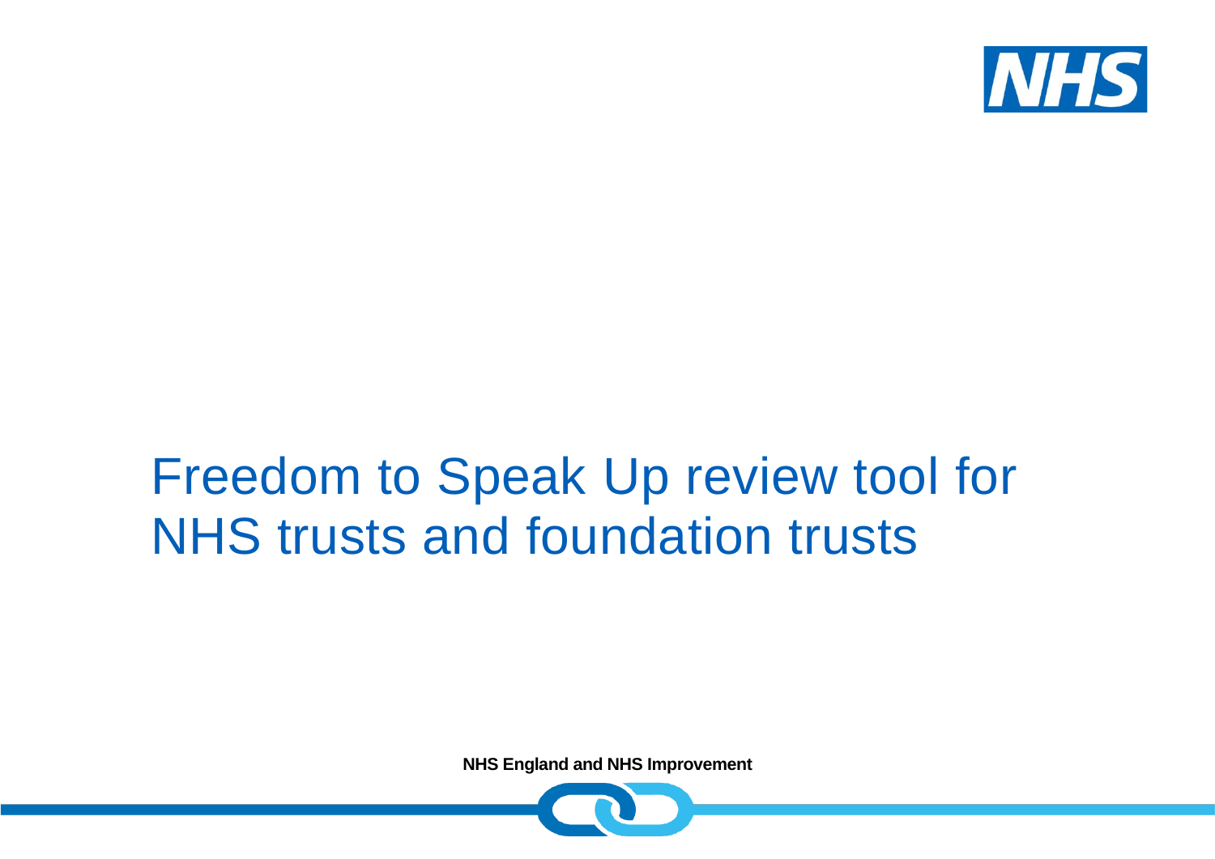# Freedom to Speak Up review tool for NHS trusts and foundation trusts

**NHS England and NHS Improvement**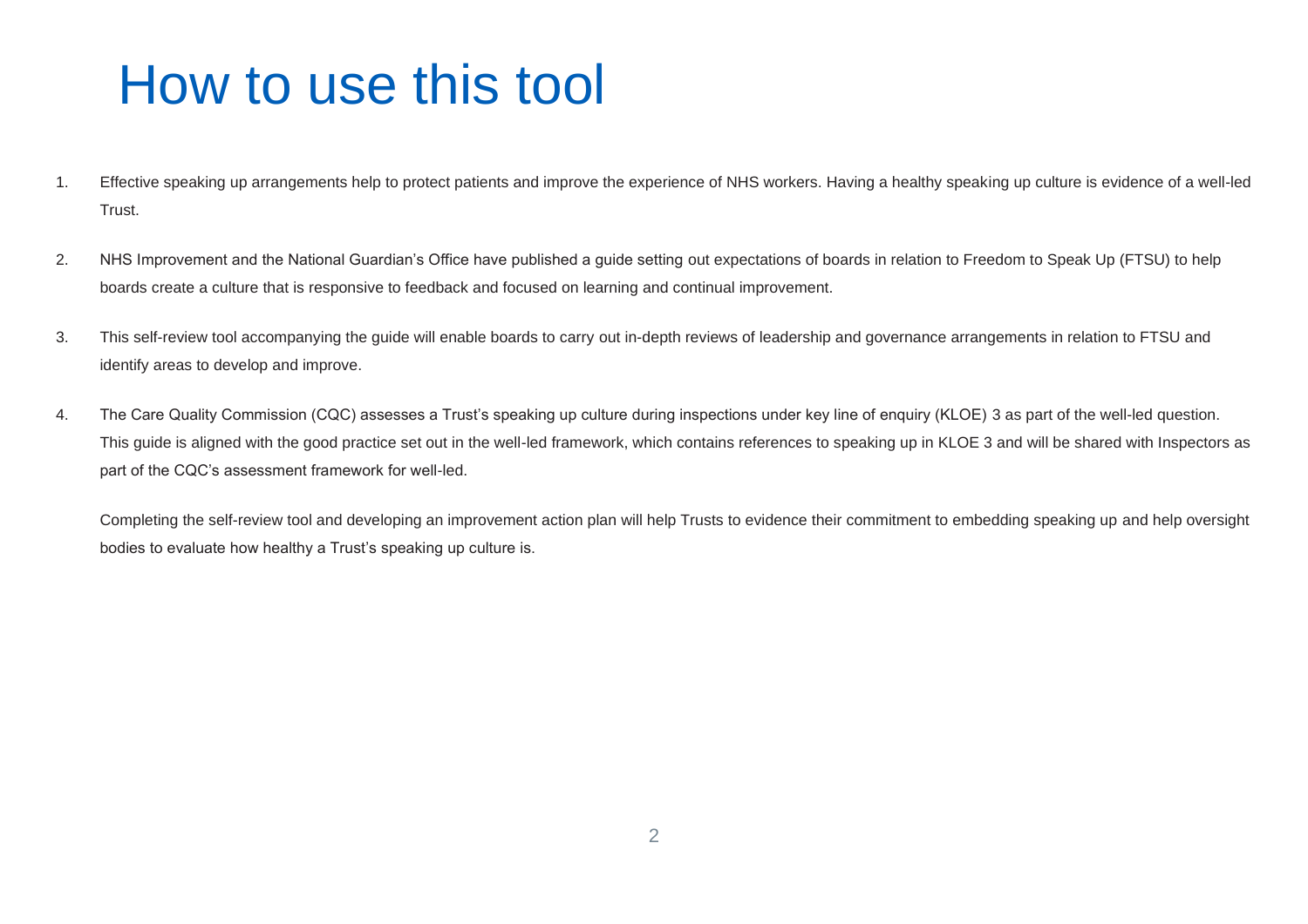# How to use this tool

1. Effective speaking up arrangements help to protect patients and improve the experience of NHS workers. Having a healthy speaking up culture is evidence of a well-led Trust.

2. NHS Improvement and the National Guardian's Office have published a guide setting out expectations of boards in relation to Freedom to Speak Up (FTSU) to help boards create a culture that is responsive to feedback and focused on learning and continual improvement.

3. This self-review tool accompanying the guide will enable boards to carry out in-depth reviews of leadership and governance arrangements in relation to FTSU and identify areas to develop and improve.

4. The Care Quality Commission (CQC) assesses a Trust's speaking up culture during inspections under key line of enquiry (KLOE) 3 as part of the well-led question. This guide is aligned with the good practice set out in the well-led framework, which contains references to speaking up in KLOE 3 and will be shared with Inspectors as part of the CQC's assessment framework for well-led.

   Completing the self-review tool and developing an improvement action plan will help Trusts to evidence their commitment to embedding speaking up and help oversight bodies to evaluate how healthy a Trust's speaking up culture is.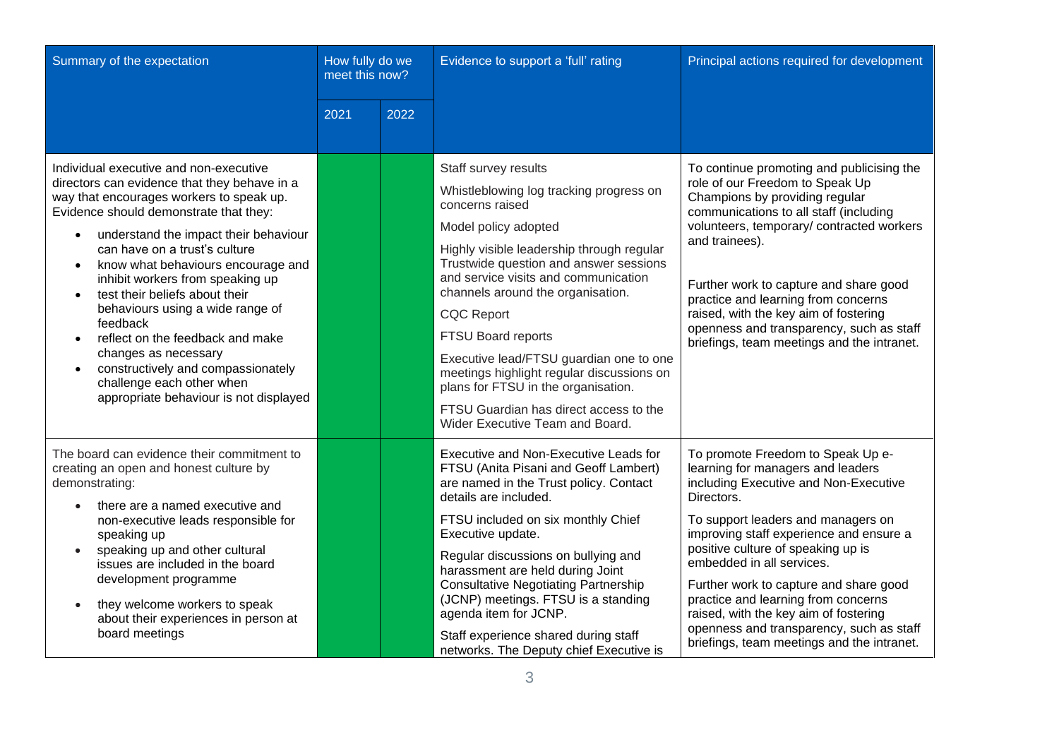| Summary of the expectation | How fully do we meet this now? | | Evidence to support a 'full' rating | Principal actions required for development |
|---|---|---|---|---|
| | 2021 | 2022 | | |
| Individual executive and non-executive directors can evidence that they behave in a way that encourages workers to speak up. Evidence should demonstrate that they:<br>• understand the impact their behaviour can have on a trust's culture<br>• know what behaviours encourage and inhibit workers from speaking up<br>• test their beliefs about their behaviours using a wide range of feedback<br>• reflect on the feedback and make changes as necessary<br>• constructively and compassionately challenge each other when appropriate behaviour is not displayed | | | Staff survey results<br>Whistleblowing log tracking progress on concerns raised<br>Model policy adopted<br>Highly visible leadership through regular Trustwide question and answer sessions and service visits and communication channels around the organisation.<br>CQC Report<br>FTSU Board reports<br>Executive lead/FTSU guardian one to one meetings highlight regular discussions on plans for FTSU in the organisation.<br>FTSU Guardian has direct access to the Wider Executive Team and Board. | To continue promoting and publicising the role of our Freedom to Speak Up Champions by providing regular communications to all staff (including volunteers, temporary/ contracted workers and trainees).<br>Further work to capture and share good practice and learning from concerns raised, with the key aim of fostering openness and transparency, such as staff briefings, team meetings and the intranet. |
| The board can evidence their commitment to creating an open and honest culture by demonstrating:<br>• there are a named executive and non-executive leads responsible for speaking up<br>• speaking up and other cultural issues are included in the board development programme<br>• they welcome workers to speak about their experiences in person at board meetings | | | Executive and Non-Executive Leads for FTSU (Anita Pisani and Geoff Lambert) are named in the Trust policy. Contact details are included.<br>FTSU included on six monthly Chief Executive update.<br>Regular discussions on bullying and harassment are held during Joint Consultative Negotiating Partnership (JCNP) meetings. FTSU is a standing agenda item for JCNP.<br>Staff experience shared during staff networks. The Deputy chief Executive is | To promote Freedom to Speak Up e-learning for managers and leaders including Executive and Non-Executive Directors.<br>To support leaders and managers on improving staff experience and ensure a positive culture of speaking up is embedded in all services.<br>Further work to capture and share good practice and learning from concerns raised, with the key aim of fostering openness and transparency, such as staff briefings, team meetings and the intranet. |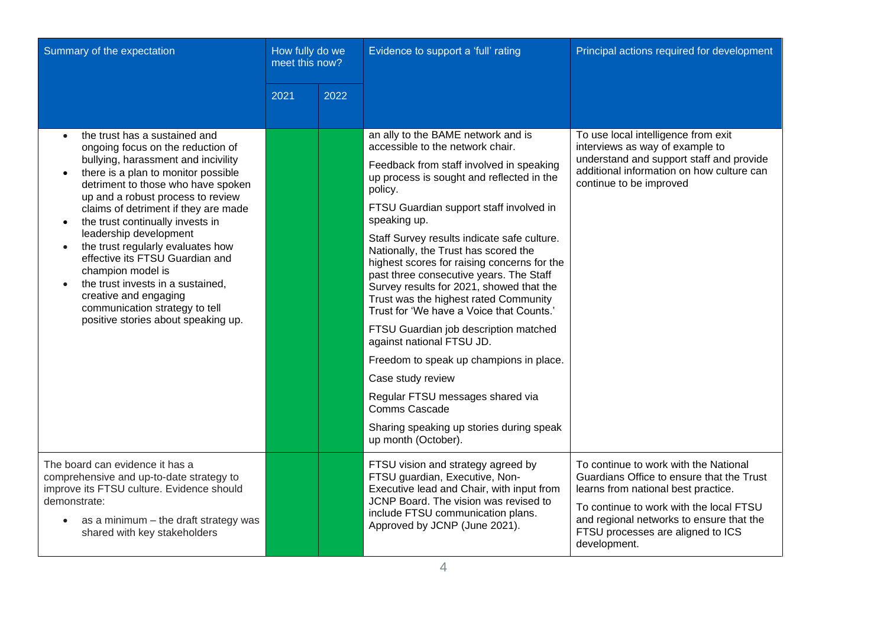| Summary of the expectation | How fully do we meet this now? | | Evidence to support a 'full' rating | Principal actions required for development |
|---|---|---|---|---|
| | 2021 | 2022 | | |
| • the trust has a sustained and ongoing focus on the reduction of bullying, harassment and incivility<br>• there is a plan to monitor possible detriment to those who have spoken up and a robust process to review claims of detriment if they are made<br>• the trust continually invests in leadership development<br>• the trust regularly evaluates how effective its FTSU Guardian and champion model is<br>• the trust invests in a sustained, creative and engaging communication strategy to tell positive stories about speaking up. | | | an ally to the BAME network and is accessible to the network chair.<br><br>Feedback from staff involved in speaking up process is sought and reflected in the policy.<br><br>FTSU Guardian support staff involved in speaking up.<br><br>Staff Survey results indicate safe culture. Nationally, the Trust has scored the highest scores for raising concerns for the past three consecutive years. The Staff Survey results for 2021, showed that the Trust was the highest rated Community Trust for 'We have a Voice that Counts.'<br><br>FTSU Guardian job description matched against national FTSU JD.<br><br>Freedom to speak up champions in place.<br><br>Case study review<br><br>Regular FTSU messages shared via Comms Cascade<br><br>Sharing speaking up stories during speak up month (October). | To use local intelligence from exit interviews as way of example to understand and support staff and provide additional information on how culture can continue to be improved |
| The board can evidence it has a comprehensive and up-to-date strategy to improve its FTSU culture. Evidence should demonstrate:<br>• as a minimum – the draft strategy was shared with key stakeholders | | | FTSU vision and strategy agreed by FTSU guardian, Executive, Non-Executive lead and Chair, with input from JCNP Board. The vision was revised to include FTSU communication plans. Approved by JCNP (June 2021). | To continue to work with the National Guardians Office to ensure that the Trust learns from national best practice.<br><br>To continue to work with the local FTSU and regional networks to ensure that the FTSU processes are aligned to ICS development. |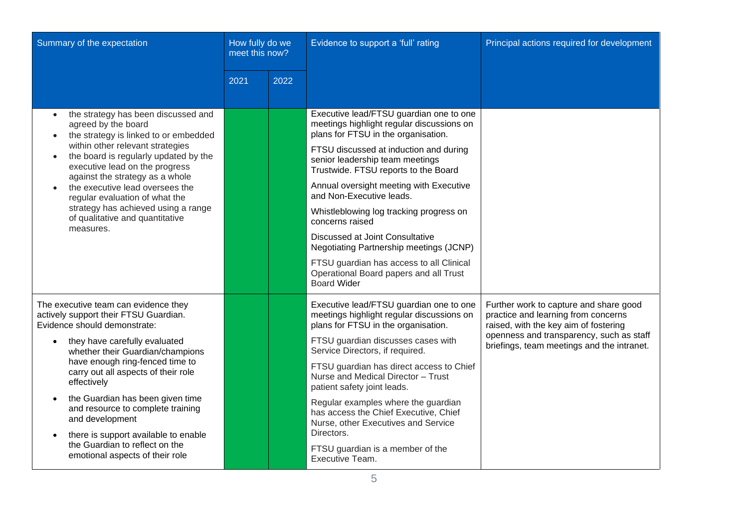| Summary of the expectation | How fully do we meet this now? | | Evidence to support a 'full' rating | Principal actions required for development |
|---|---|---|---|---|
| | 2021 | 2022 | | |
| • the strategy has been discussed and agreed by the board<br>• the strategy is linked to or embedded within other relevant strategies<br>• the board is regularly updated by the executive lead on the progress against the strategy as a whole<br>• the executive lead oversees the regular evaluation of what the strategy has achieved using a range of qualitative and quantitative measures. | | | Executive lead/FTSU guardian one to one meetings highlight regular discussions on plans for FTSU in the organisation.<br><br>FTSU discussed at induction and during senior leadership team meetings Trustwide. FTSU reports to the Board<br><br>Annual oversight meeting with Executive and Non-Executive leads.<br><br>Whistleblowing log tracking progress on concerns raised<br><br>Discussed at Joint Consultative Negotiating Partnership meetings (JCNP)<br><br>FTSU guardian has access to all Clinical Operational Board papers and all Trust Board Wider | |
| The executive team can evidence they actively support their FTSU Guardian. Evidence should demonstrate:<br><br>• they have carefully evaluated whether their Guardian/champions have enough ring-fenced time to carry out all aspects of their role effectively<br><br>• the Guardian has been given time and resource to complete training and development<br><br>• there is support available to enable the Guardian to reflect on the emotional aspects of their role | | | Executive lead/FTSU guardian one to one meetings highlight regular discussions on plans for FTSU in the organisation.<br><br>FTSU guardian discusses cases with Service Directors, if required.<br><br>FTSU guardian has direct access to Chief Nurse and Medical Director – Trust patient safety joint leads.<br><br>Regular examples where the guardian has access the Chief Executive, Chief Nurse, other Executives and Service Directors.<br><br>FTSU guardian is a member of the Executive Team. | Further work to capture and share good practice and learning from concerns raised, with the key aim of fostering openness and transparency, such as staff briefings, team meetings and the intranet. |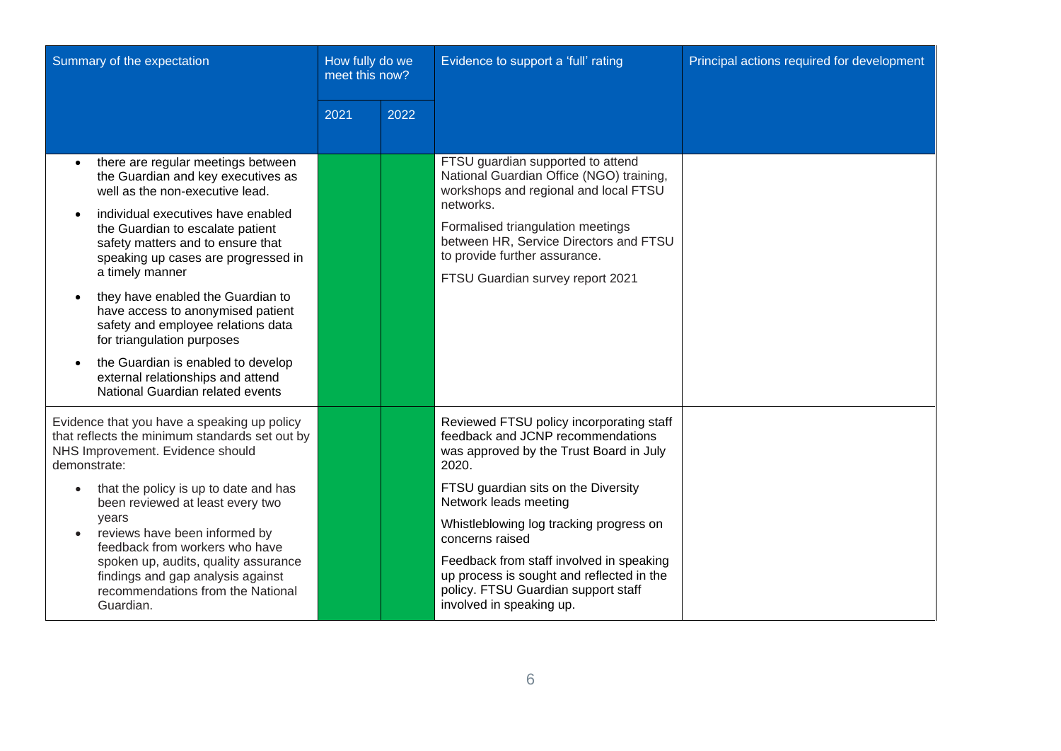| Summary of the expectation | How fully do we meet this now? | | Evidence to support a 'full' rating | Principal actions required for development |
|---|---|---|---|---|
| | 2021 | 2022 | | |
| • there are regular meetings between the Guardian and key executives as well as the non-executive lead.<br>• individual executives have enabled the Guardian to escalate patient safety matters and to ensure that speaking up cases are progressed in a timely manner<br>• they have enabled the Guardian to have access to anonymised patient safety and employee relations data for triangulation purposes<br>• the Guardian is enabled to develop external relationships and attend National Guardian related events | | | FTSU guardian supported to attend National Guardian Office (NGO) training, workshops and regional and local FTSU networks.<br>Formalised triangulation meetings between HR, Service Directors and FTSU to provide further assurance.<br>FTSU Guardian survey report 2021 | |
| Evidence that you have a speaking up policy that reflects the minimum standards set out by NHS Improvement. Evidence should demonstrate:<br>• that the policy is up to date and has been reviewed at least every two years<br>• reviews have been informed by feedback from workers who have spoken up, audits, quality assurance findings and gap analysis against recommendations from the National Guardian. | | | Reviewed FTSU policy incorporating staff feedback and JCNP recommendations was approved by the Trust Board in July 2020.<br>FTSU guardian sits on the Diversity Network leads meeting<br>Whistleblowing log tracking progress on concerns raised<br>Feedback from staff involved in speaking up process is sought and reflected in the policy. FTSU Guardian support staff involved in speaking up. | |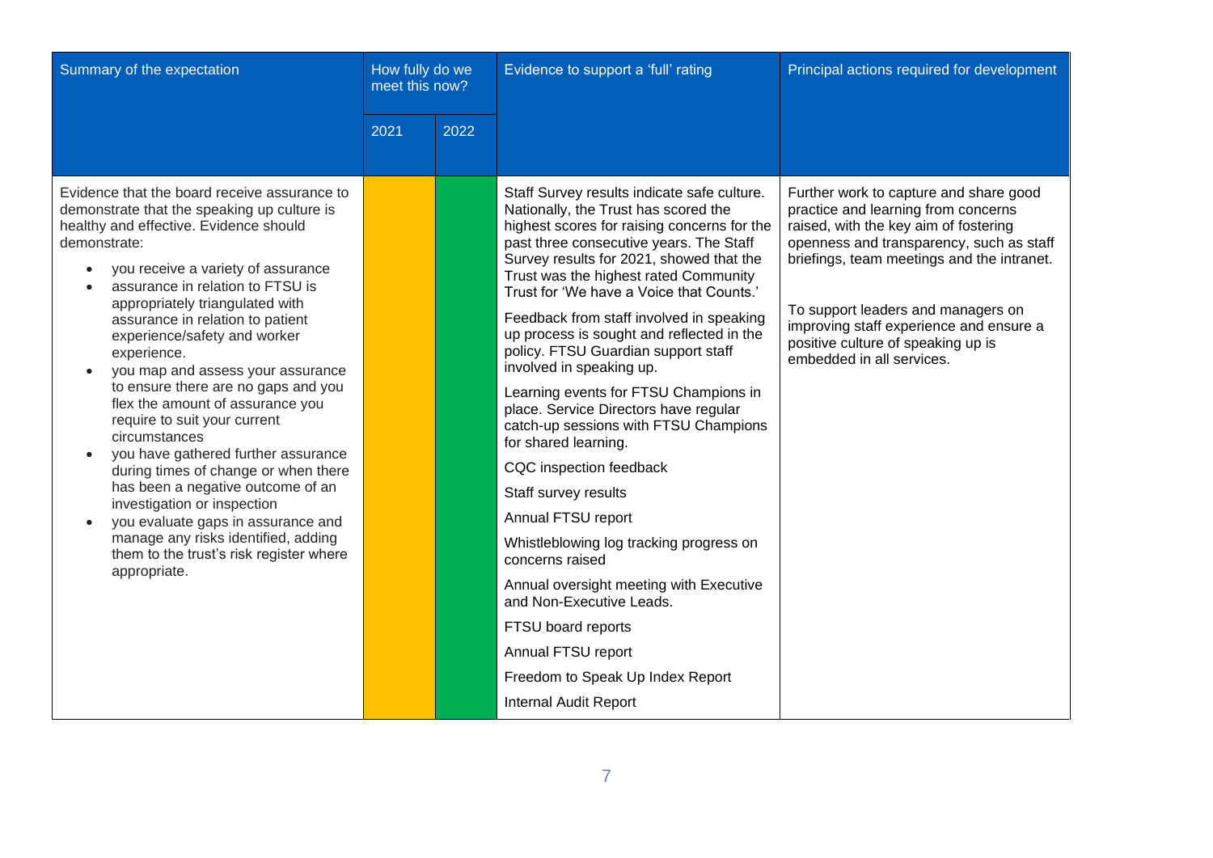| Summary of the expectation | How fully do we meet this now? | | Evidence to support a 'full' rating | Principal actions required for development |
|---|---|---|---|---|
| | 2021 | 2022 | | |
| Evidence that the board receive assurance to demonstrate that the speaking up culture is healthy and effective. Evidence should demonstrate:<br>• you receive a variety of assurance<br>• assurance in relation to FTSU is appropriately triangulated with assurance in relation to patient experience/safety and worker experience.<br>• you map and assess your assurance to ensure there are no gaps and you flex the amount of assurance you require to suit your current circumstances<br>• you have gathered further assurance during times of change or when there has been a negative outcome of an investigation or inspection<br>• you evaluate gaps in assurance and manage any risks identified, adding them to the trust's risk register where appropriate. | | | Staff Survey results indicate safe culture. Nationally, the Trust has scored the highest scores for raising concerns for the past three consecutive years. The Staff Survey results for 2021, showed that the Trust was the highest rated Community Trust for 'We have a Voice that Counts.'<br><br>Feedback from staff involved in speaking up process is sought and reflected in the policy. FTSU Guardian support staff involved in speaking up.<br><br>Learning events for FTSU Champions in place. Service Directors have regular catch-up sessions with FTSU Champions for shared learning.<br><br>CQC inspection feedback<br><br>Staff survey results<br><br>Annual FTSU report<br><br>Whistleblowing log tracking progress on concerns raised<br><br>Annual oversight meeting with Executive and Non-Executive Leads.<br><br>FTSU board reports<br><br>Annual FTSU report<br><br>Freedom to Speak Up Index Report<br><br>Internal Audit Report | Further work to capture and share good practice and learning from concerns raised, with the key aim of fostering openness and transparency, such as staff briefings, team meetings and the intranet.<br><br>To support leaders and managers on improving staff experience and ensure a positive culture of speaking up is embedded in all services. |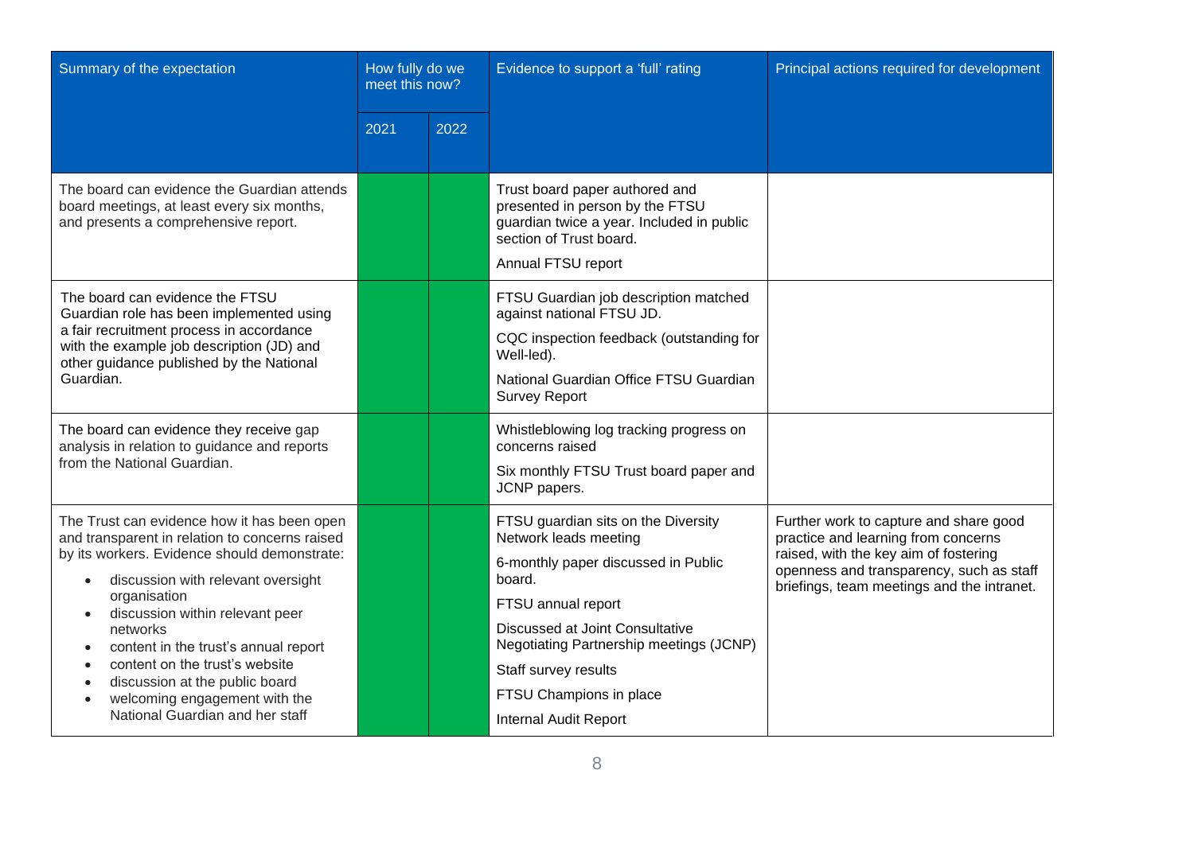| Summary of the expectation | How fully do we meet this now? | | Evidence to support a 'full' rating | Principal actions required for development |
|---|---|---|---|---|
| | 2021 | 2022 | | |
| The board can evidence the Guardian attends board meetings, at least every six months, and presents a comprehensive report. | | | Trust board paper authored and presented in person by the FTSU guardian twice a year. Included in public section of Trust board.<br><br>Annual FTSU report | |
| The board can evidence the FTSU Guardian role has been implemented using a fair recruitment process in accordance with the example job description (JD) and other guidance published by the National Guardian. | | | FTSU Guardian job description matched against national FTSU JD.<br><br>CQC inspection feedback (outstanding for Well-led).<br><br>National Guardian Office FTSU Guardian Survey Report | |
| The board can evidence they receive gap analysis in relation to guidance and reports from the National Guardian. | | | Whistleblowing log tracking progress on concerns raised<br><br>Six monthly FTSU Trust board paper and JCNP papers. | |
| The Trust can evidence how it has been open and transparent in relation to concerns raised by its workers. Evidence should demonstrate:<br>• discussion with relevant oversight organisation<br>• discussion within relevant peer networks<br>• content in the trust's annual report<br>• content on the trust's website<br>• discussion at the public board<br>• welcoming engagement with the National Guardian and her staff | | | FTSU guardian sits on the Diversity Network leads meeting<br><br>6-monthly paper discussed in Public board.<br><br>FTSU annual report<br><br>Discussed at Joint Consultative Negotiating Partnership meetings (JCNP)<br><br>Staff survey results<br><br>FTSU Champions in place<br><br>Internal Audit Report | Further work to capture and share good practice and learning from concerns raised, with the key aim of fostering openness and transparency, such as staff briefings, team meetings and the intranet. |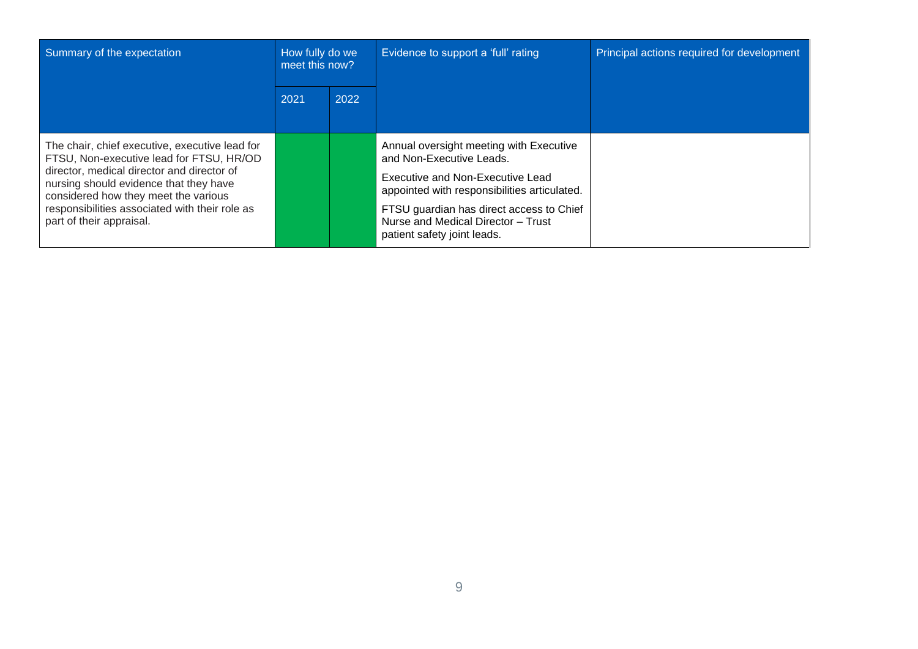| Summary of the expectation | How fully do we meet this now? | | Evidence to support a 'full' rating | Principal actions required for development |
|---|---|---|---|---|
| | 2021 | 2022 | | |
| The chair, chief executive, executive lead for FTSU, Non-executive lead for FTSU, HR/OD director, medical director and director of nursing should evidence that they have considered how they meet the various responsibilities associated with their role as part of their appraisal. | | | Annual oversight meeting with Executive and Non-Executive Leads.<br><br>Executive and Non-Executive Lead appointed with responsibilities articulated.<br><br>FTSU guardian has direct access to Chief Nurse and Medical Director – Trust patient safety joint leads. | |